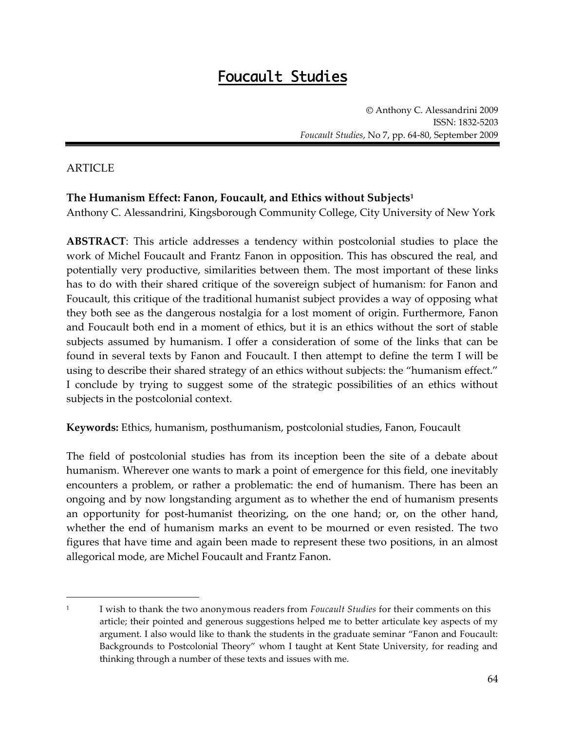# Foucault Studies

© Anthony C. Alessandrini 2009
ISSN: 1832-5203
*Foucault Studies*, No 7, pp. 64-80, September 2009

ARTICLE

**The Humanism Effect: Fanon, Foucault, and Ethics without Subjects**[1]
Anthony C. Alessandrini, Kingsborough Community College, City University of New York

**ABSTRACT**: This article addresses a tendency within postcolonial studies to place the work of Michel Foucault and Frantz Fanon in opposition. This has obscured the real, and potentially very productive, similarities between them. The most important of these links has to do with their shared critique of the sovereign subject of humanism: for Fanon and Foucault, this critique of the traditional humanist subject provides a way of opposing what they both see as the dangerous nostalgia for a lost moment of origin. Furthermore, Fanon and Foucault both end in a moment of ethics, but it is an ethics without the sort of stable subjects assumed by humanism. I offer a consideration of some of the links that can be found in several texts by Fanon and Foucault. I then attempt to define the term I will be using to describe their shared strategy of an ethics without subjects: the "humanism effect." I conclude by trying to suggest some of the strategic possibilities of an ethics without subjects in the postcolonial context.

**Keywords:** Ethics, humanism, posthumanism, postcolonial studies, Fanon, Foucault

The field of postcolonial studies has from its inception been the site of a debate about humanism. Wherever one wants to mark a point of emergence for this field, one inevitably encounters a problem, or rather a problematic: the end of humanism. There has been an ongoing and by now longstanding argument as to whether the end of humanism presents an opportunity for post-humanist theorizing, on the one hand; or, on the other hand, whether the end of humanism marks an event to be mourned or even resisted. The two figures that have time and again been made to represent these two positions, in an almost allegorical mode, are Michel Foucault and Frantz Fanon.

---

[1] I wish to thank the two anonymous readers from *Foucault Studies* for their comments on this article; their pointed and generous suggestions helped me to better articulate key aspects of my argument. I also would like to thank the students in the graduate seminar "Fanon and Foucault: Backgrounds to Postcolonial Theory" whom I taught at Kent State University, for reading and thinking through a number of these texts and issues with me.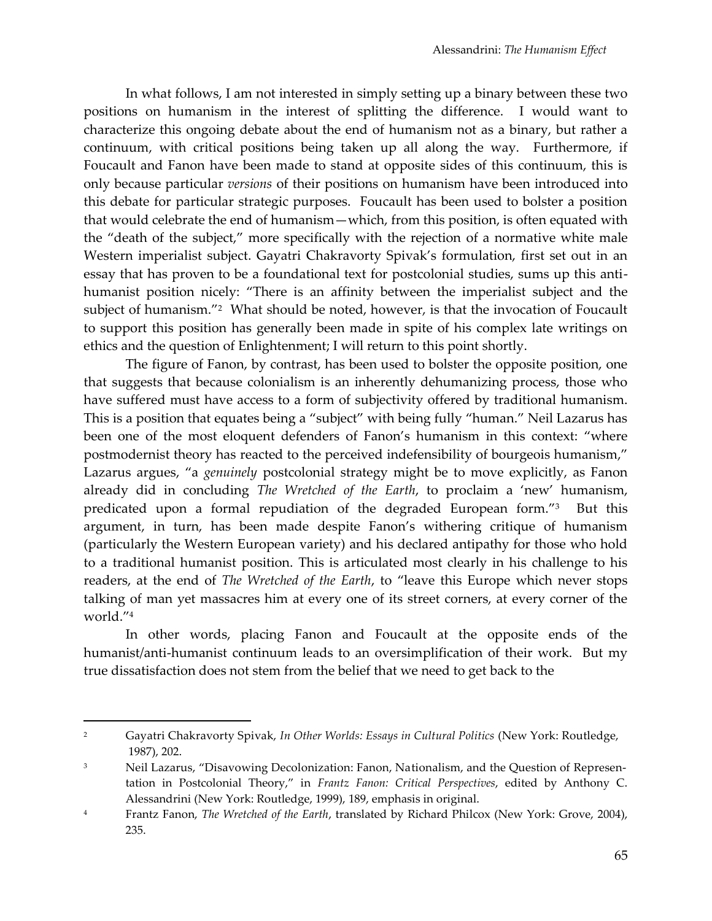In what follows, I am not interested in simply setting up a binary between these two positions on humanism in the interest of splitting the difference. I would want to characterize this ongoing debate about the end of humanism not as a binary, but rather a continuum, with critical positions being taken up all along the way. Furthermore, if Foucault and Fanon have been made to stand at opposite sides of this continuum, this is only because particular *versions* of their positions on humanism have been introduced into this debate for particular strategic purposes. Foucault has been used to bolster a position that would celebrate the end of humanism—which, from this position, is often equated with the "death of the subject," more specifically with the rejection of a normative white male Western imperialist subject. Gayatri Chakravorty Spivak's formulation, first set out in an essay that has proven to be a foundational text for postcolonial studies, sums up this anti-humanist position nicely: "There is an affinity between the imperialist subject and the subject of humanism."[2] What should be noted, however, is that the invocation of Foucault to support this position has generally been made in spite of his complex late writings on ethics and the question of Enlightenment; I will return to this point shortly.

The figure of Fanon, by contrast, has been used to bolster the opposite position, one that suggests that because colonialism is an inherently dehumanizing process, those who have suffered must have access to a form of subjectivity offered by traditional humanism. This is a position that equates being a "subject" with being fully "human." Neil Lazarus has been one of the most eloquent defenders of Fanon's humanism in this context: "where postmodernist theory has reacted to the perceived indefensibility of bourgeois humanism," Lazarus argues, "a *genuinely* postcolonial strategy might be to move explicitly, as Fanon already did in concluding *The Wretched of the Earth*, to proclaim a 'new' humanism, predicated upon a formal repudiation of the degraded European form."[3] But this argument, in turn, has been made despite Fanon's withering critique of humanism (particularly the Western European variety) and his declared antipathy for those who hold to a traditional humanist position. This is articulated most clearly in his challenge to his readers, at the end of *The Wretched of the Earth*, to "leave this Europe which never stops talking of man yet massacres him at every one of its street corners, at every corner of the world."[4]

In other words, placing Fanon and Foucault at the opposite ends of the humanist/anti-humanist continuum leads to an oversimplification of their work. But my true dissatisfaction does not stem from the belief that we need to get back to the

---

[2] Gayatri Chakravorty Spivak, *In Other Worlds: Essays in Cultural Politics* (New York: Routledge, 1987), 202.

[3] Neil Lazarus, "Disavowing Decolonization: Fanon, Nationalism, and the Question of Representation in Postcolonial Theory," in *Frantz Fanon: Critical Perspectives*, edited by Anthony C. Alessandrini (New York: Routledge, 1999), 189, emphasis in original.

[4] Frantz Fanon, *The Wretched of the Earth*, translated by Richard Philcox (New York: Grove, 2004), 235.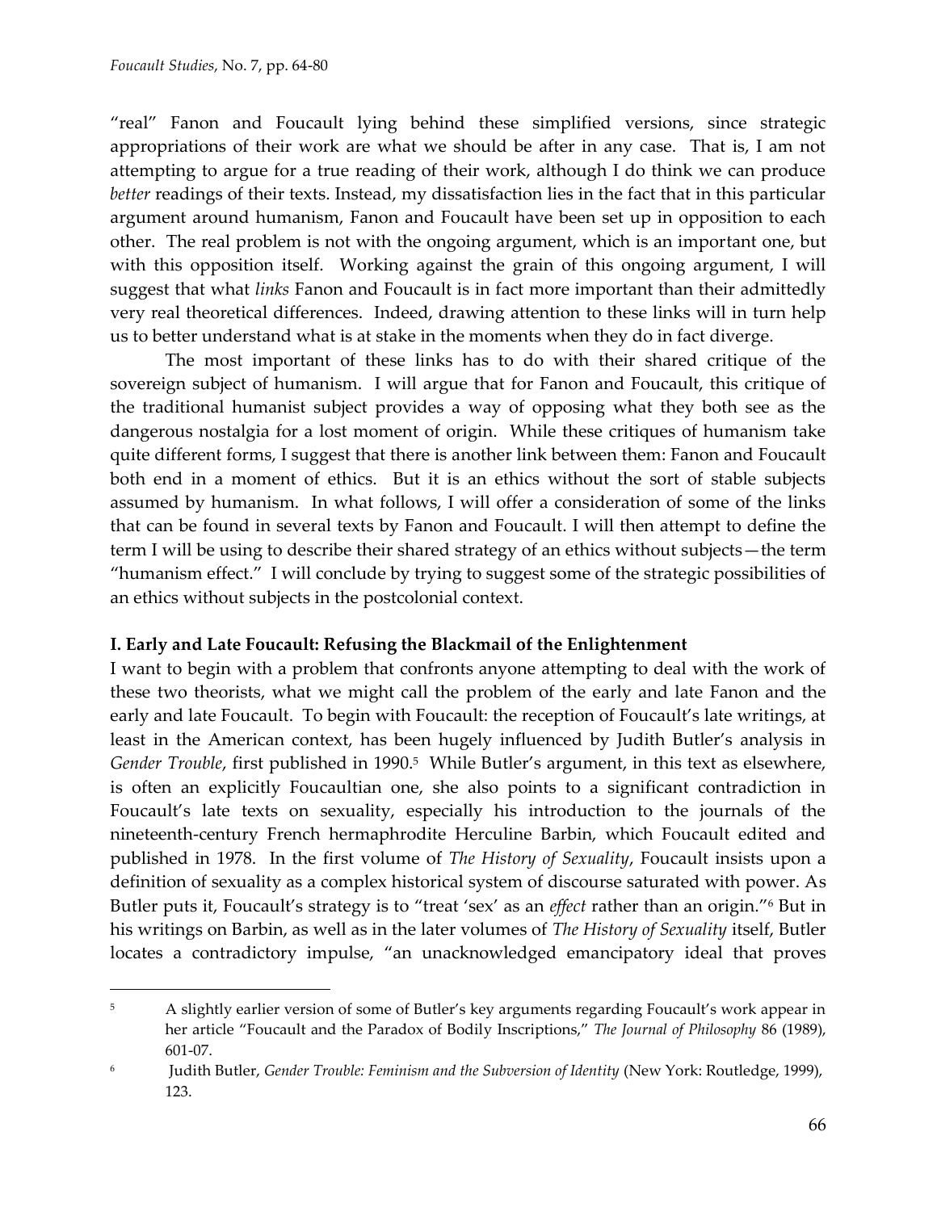"real" Fanon and Foucault lying behind these simplified versions, since strategic appropriations of their work are what we should be after in any case. That is, I am not attempting to argue for a true reading of their work, although I do think we can produce *better* readings of their texts. Instead, my dissatisfaction lies in the fact that in this particular argument around humanism, Fanon and Foucault have been set up in opposition to each other. The real problem is not with the ongoing argument, which is an important one, but with this opposition itself. Working against the grain of this ongoing argument, I will suggest that what *links* Fanon and Foucault is in fact more important than their admittedly very real theoretical differences. Indeed, drawing attention to these links will in turn help us to better understand what is at stake in the moments when they do in fact diverge.

The most important of these links has to do with their shared critique of the sovereign subject of humanism. I will argue that for Fanon and Foucault, this critique of the traditional humanist subject provides a way of opposing what they both see as the dangerous nostalgia for a lost moment of origin. While these critiques of humanism take quite different forms, I suggest that there is another link between them: Fanon and Foucault both end in a moment of ethics. But it is an ethics without the sort of stable subjects assumed by humanism. In what follows, I will offer a consideration of some of the links that can be found in several texts by Fanon and Foucault. I will then attempt to define the term I will be using to describe their shared strategy of an ethics without subjects—the term "humanism effect." I will conclude by trying to suggest some of the strategic possibilities of an ethics without subjects in the postcolonial context.

## I. Early and Late Foucault: Refusing the Blackmail of the Enlightenment

I want to begin with a problem that confronts anyone attempting to deal with the work of these two theorists, what we might call the problem of the early and late Fanon and the early and late Foucault. To begin with Foucault: the reception of Foucault's late writings, at least in the American context, has been hugely influenced by Judith Butler's analysis in *Gender Trouble*, first published in 1990.[5] While Butler's argument, in this text as elsewhere, is often an explicitly Foucaultian one, she also points to a significant contradiction in Foucault's late texts on sexuality, especially his introduction to the journals of the nineteenth-century French hermaphrodite Herculine Barbin, which Foucault edited and published in 1978. In the first volume of *The History of Sexuality*, Foucault insists upon a definition of sexuality as a complex historical system of discourse saturated with power. As Butler puts it, Foucault's strategy is to "treat 'sex' as an *effect* rather than an origin."[6] But in his writings on Barbin, as well as in the later volumes of *The History of Sexuality* itself, Butler locates a contradictory impulse, "an unacknowledged emancipatory ideal that proves

---

[5] A slightly earlier version of some of Butler's key arguments regarding Foucault's work appear in her article "Foucault and the Paradox of Bodily Inscriptions," *The Journal of Philosophy* 86 (1989), 601-07.

[6] Judith Butler, *Gender Trouble: Feminism and the Subversion of Identity* (New York: Routledge, 1999), 123.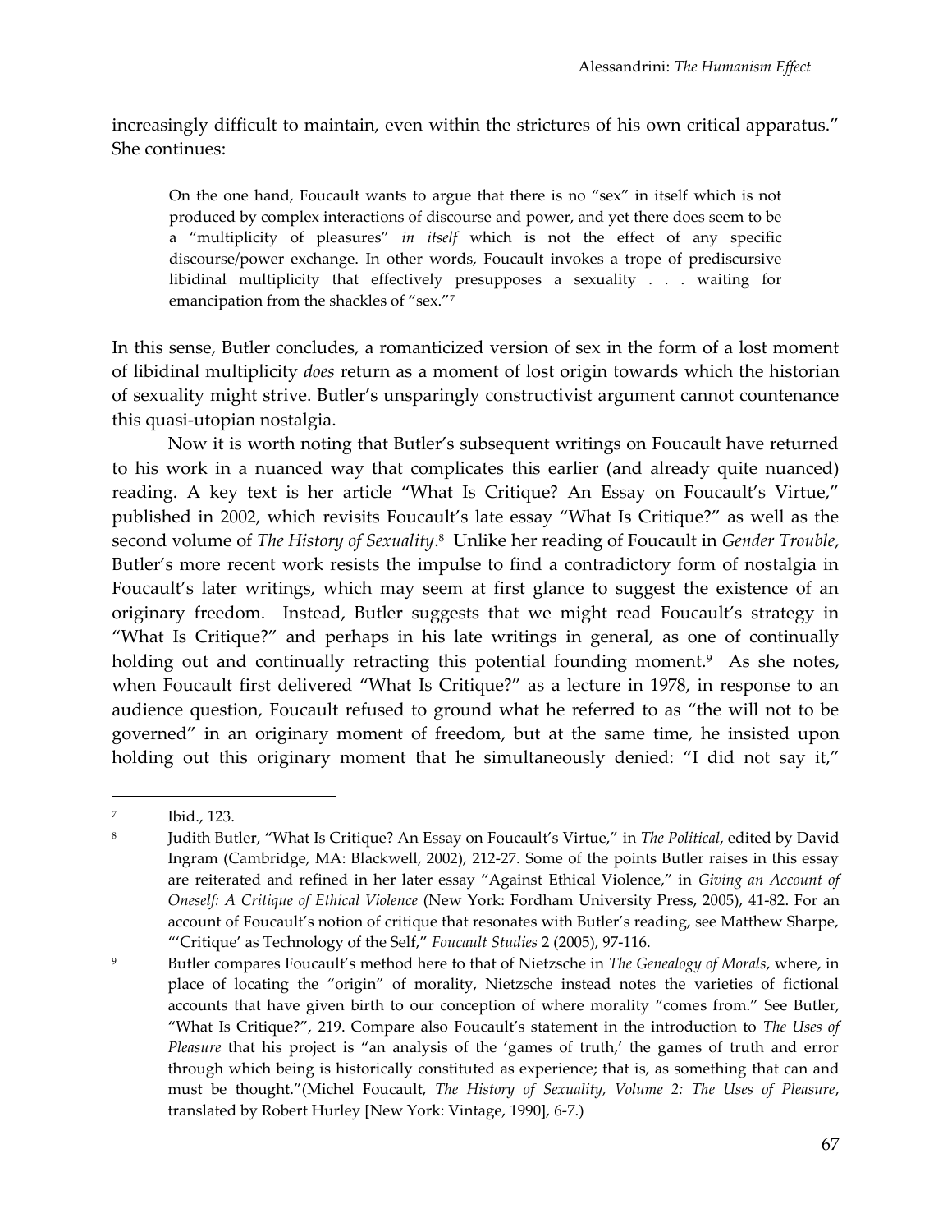increasingly difficult to maintain, even within the strictures of his own critical apparatus." She continues:

> On the one hand, Foucault wants to argue that there is no "sex" in itself which is not produced by complex interactions of discourse and power, and yet there does seem to be a "multiplicity of pleasures" *in itself* which is not the effect of any specific discourse/power exchange. In other words, Foucault invokes a trope of prediscursive libidinal multiplicity that effectively presupposes a sexuality . . . waiting for emancipation from the shackles of "sex."[7]

In this sense, Butler concludes, a romanticized version of sex in the form of a lost moment of libidinal multiplicity *does* return as a moment of lost origin towards which the historian of sexuality might strive. Butler's unsparingly constructivist argument cannot countenance this quasi-utopian nostalgia.

Now it is worth noting that Butler's subsequent writings on Foucault have returned to his work in a nuanced way that complicates this earlier (and already quite nuanced) reading. A key text is her article "What Is Critique? An Essay on Foucault's Virtue," published in 2002, which revisits Foucault's late essay "What Is Critique?" as well as the second volume of *The History of Sexuality*.[8] Unlike her reading of Foucault in *Gender Trouble*, Butler's more recent work resists the impulse to find a contradictory form of nostalgia in Foucault's later writings, which may seem at first glance to suggest the existence of an originary freedom. Instead, Butler suggests that we might read Foucault's strategy in "What Is Critique?" and perhaps in his late writings in general, as one of continually holding out and continually retracting this potential founding moment.[9] As she notes, when Foucault first delivered "What Is Critique?" as a lecture in 1978, in response to an audience question, Foucault refused to ground what he referred to as "the will not to be governed" in an originary moment of freedom, but at the same time, he insisted upon holding out this originary moment that he simultaneously denied: "I did not say it,"

---

[7] Ibid., 123.

[8] Judith Butler, "What Is Critique? An Essay on Foucault's Virtue," in *The Political*, edited by David Ingram (Cambridge, MA: Blackwell, 2002), 212-27. Some of the points Butler raises in this essay are reiterated and refined in her later essay "Against Ethical Violence," in *Giving an Account of Oneself: A Critique of Ethical Violence* (New York: Fordham University Press, 2005), 41-82. For an account of Foucault's notion of critique that resonates with Butler's reading, see Matthew Sharpe, "'Critique' as Technology of the Self," *Foucault Studies* 2 (2005), 97-116.

[9] Butler compares Foucault's method here to that of Nietzsche in *The Genealogy of Morals*, where, in place of locating the "origin" of morality, Nietzsche instead notes the varieties of fictional accounts that have given birth to our conception of where morality "comes from." See Butler, "What Is Critique?", 219. Compare also Foucault's statement in the introduction to *The Uses of Pleasure* that his project is "an analysis of the 'games of truth,' the games of truth and error through which being is historically constituted as experience; that is, as something that can and must be thought."(Michel Foucault, *The History of Sexuality, Volume 2: The Uses of Pleasure*, translated by Robert Hurley [New York: Vintage, 1990], 6-7.)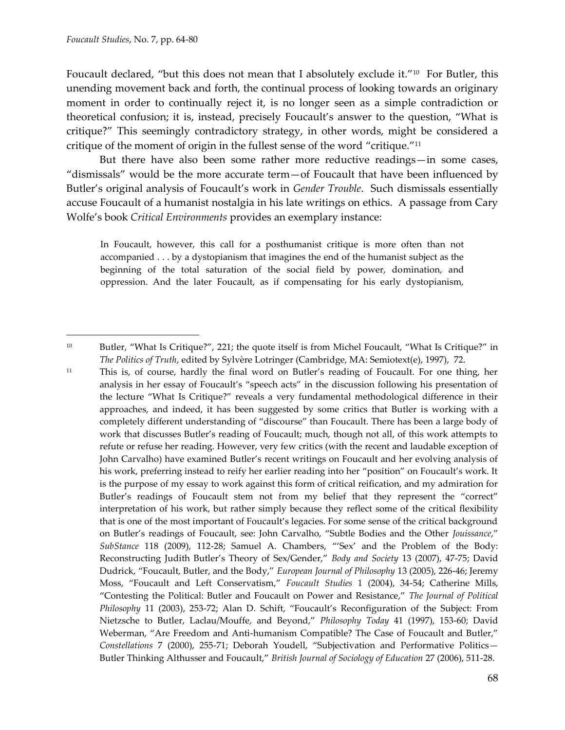Foucault declared, "but this does not mean that I absolutely exclude it."[10] For Butler, this unending movement back and forth, the continual process of looking towards an originary moment in order to continually reject it, is no longer seen as a simple contradiction or theoretical confusion; it is, instead, precisely Foucault's answer to the question, "What is critique?" This seemingly contradictory strategy, in other words, might be considered a critique of the moment of origin in the fullest sense of the word "critique."[11]

But there have also been some rather more reductive readings—in some cases, "dismissals" would be the more accurate term—of Foucault that have been influenced by Butler's original analysis of Foucault's work in *Gender Trouble*. Such dismissals essentially accuse Foucault of a humanist nostalgia in his late writings on ethics. A passage from Cary Wolfe's book *Critical Environments* provides an exemplary instance:

> In Foucault, however, this call for a posthumanist critique is more often than not accompanied . . . by a dystopianism that imagines the end of the humanist subject as the beginning of the total saturation of the social field by power, domination, and oppression. And the later Foucault, as if compensating for his early dystopianism,

---

[10] Butler, "What Is Critique?", 221; the quote itself is from Michel Foucault, "What Is Critique?" in *The Politics of Truth*, edited by Sylvère Lotringer (Cambridge, MA: Semiotext(e), 1997), 72.

[11] This is, of course, hardly the final word on Butler's reading of Foucault. For one thing, her analysis in her essay of Foucault's "speech acts" in the discussion following his presentation of the lecture "What Is Critique?" reveals a very fundamental methodological difference in their approaches, and indeed, it has been suggested by some critics that Butler is working with a completely different understanding of "discourse" than Foucault. There has been a large body of work that discusses Butler's reading of Foucault; much, though not all, of this work attempts to refute or refuse her reading. However, very few critics (with the recent and laudable exception of John Carvalho) have examined Butler's recent writings on Foucault and her evolving analysis of his work, preferring instead to reify her earlier reading into her "position" on Foucault's work. It is the purpose of my essay to work against this form of critical reification, and my admiration for Butler's readings of Foucault stem not from my belief that they represent the "correct" interpretation of his work, but rather simply because they reflect some of the critical flexibility that is one of the most important of Foucault's legacies. For some sense of the critical background on Butler's readings of Foucault, see: John Carvalho, "Subtle Bodies and the Other *Jouissance*," *SubStance* 118 (2009), 112-28; Samuel A. Chambers, "'Sex' and the Problem of the Body: Reconstructing Judith Butler's Theory of Sex/Gender," *Body and Society* 13 (2007), 47-75; David Dudrick, "Foucault, Butler, and the Body," *European Journal of Philosophy* 13 (2005), 226-46; Jeremy Moss, "Foucault and Left Conservatism," *Foucault Studies* 1 (2004), 34-54; Catherine Mills, "Contesting the Political: Butler and Foucault on Power and Resistance," *The Journal of Political Philosophy* 11 (2003), 253-72; Alan D. Schift, "Foucault's Reconfiguration of the Subject: From Nietzsche to Butler, Laclau/Mouffe, and Beyond," *Philosophy Today* 41 (1997), 153-60; David Weberman, "Are Freedom and Anti-humanism Compatible? The Case of Foucault and Butler," *Constellations* 7 (2000), 255-71; Deborah Youdell, "Subjectivation and Performative Politics—Butler Thinking Althusser and Foucault," *British Journal of Sociology of Education* 27 (2006), 511-28.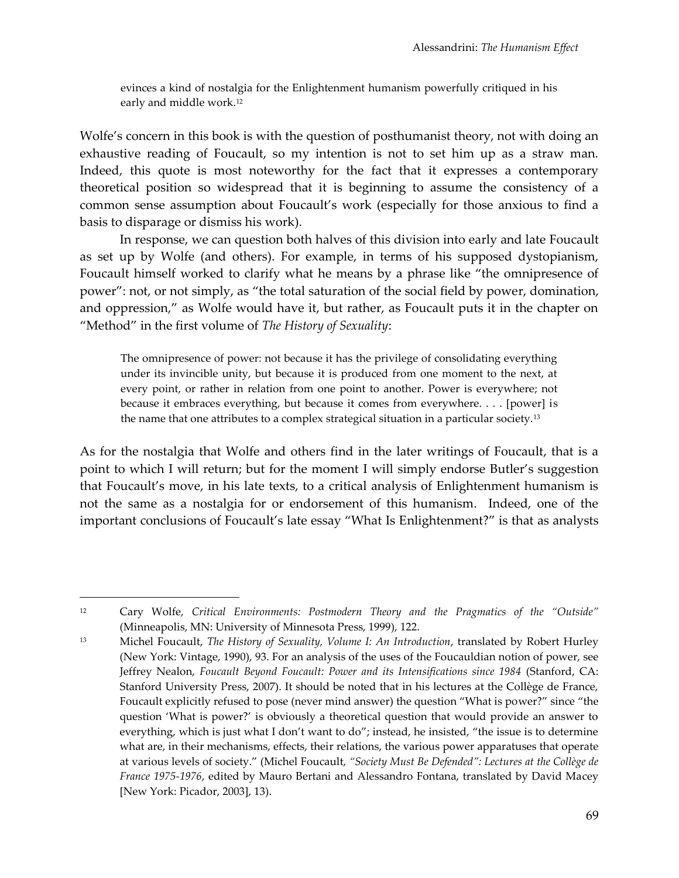> evinces a kind of nostalgia for the Enlightenment humanism powerfully critiqued in his early and middle work.[12]

Wolfe's concern in this book is with the question of posthumanist theory, not with doing an exhaustive reading of Foucault, so my intention is not to set him up as a straw man. Indeed, this quote is most noteworthy for the fact that it expresses a contemporary theoretical position so widespread that it is beginning to assume the consistency of a common sense assumption about Foucault's work (especially for those anxious to find a basis to disparage or dismiss his work).

In response, we can question both halves of this division into early and late Foucault as set up by Wolfe (and others). For example, in terms of his supposed dystopianism, Foucault himself worked to clarify what he means by a phrase like "the omnipresence of power": not, or not simply, as "the total saturation of the social field by power, domination, and oppression," as Wolfe would have it, but rather, as Foucault puts it in the chapter on "Method" in the first volume of *The History of Sexuality*:

> The omnipresence of power: not because it has the privilege of consolidating everything under its invincible unity, but because it is produced from one moment to the next, at every point, or rather in relation from one point to another. Power is everywhere; not because it embraces everything, but because it comes from everywhere. . . . [power] is the name that one attributes to a complex strategical situation in a particular society.[13]

As for the nostalgia that Wolfe and others find in the later writings of Foucault, that is a point to which I will return; but for the moment I will simply endorse Butler's suggestion that Foucault's move, in his late texts, to a critical analysis of Enlightenment humanism is not the same as a nostalgia for or endorsement of this humanism. Indeed, one of the important conclusions of Foucault's late essay "What Is Enlightenment?" is that as analysts

---

[12] Cary Wolfe, *Critical Environments: Postmodern Theory and the Pragmatics of the "Outside"* (Minneapolis, MN: University of Minnesota Press, 1999), 122.

[13] Michel Foucault, *The History of Sexuality, Volume I: An Introduction*, translated by Robert Hurley (New York: Vintage, 1990), 93. For an analysis of the uses of the Foucauldian notion of power, see Jeffrey Nealon, *Foucault Beyond Foucault: Power and its Intensifications since 1984* (Stanford, CA: Stanford University Press, 2007). It should be noted that in his lectures at the Collège de France, Foucault explicitly refused to pose (never mind answer) the question "What is power?" since "the question 'What is power?' is obviously a theoretical question that would provide an answer to everything, which is just what I don't want to do"; instead, he insisted, "the issue is to determine what are, in their mechanisms, effects, their relations, the various power apparatuses that operate at various levels of society." (Michel Foucault, *"Society Must Be Defended": Lectures at the Collège de France 1975-1976*, edited by Mauro Bertani and Alessandro Fontana, translated by David Macey [New York: Picador, 2003], 13).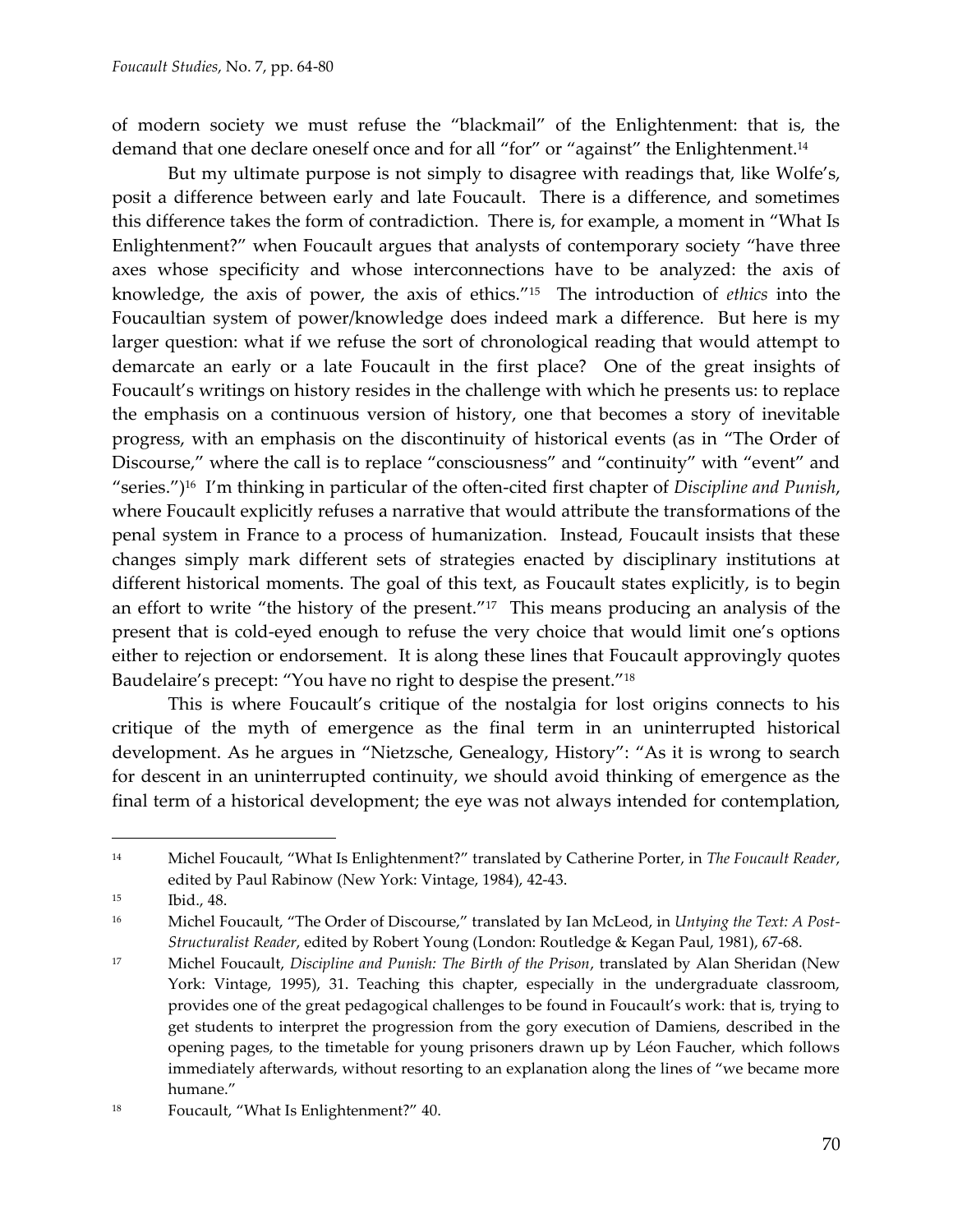of modern society we must refuse the "blackmail" of the Enlightenment: that is, the demand that one declare oneself once and for all "for" or "against" the Enlightenment.[14]

But my ultimate purpose is not simply to disagree with readings that, like Wolfe's, posit a difference between early and late Foucault. There is a difference, and sometimes this difference takes the form of contradiction. There is, for example, a moment in "What Is Enlightenment?" when Foucault argues that analysts of contemporary society "have three axes whose specificity and whose interconnections have to be analyzed: the axis of knowledge, the axis of power, the axis of ethics."[15] The introduction of *ethics* into the Foucaultian system of power/knowledge does indeed mark a difference. But here is my larger question: what if we refuse the sort of chronological reading that would attempt to demarcate an early or a late Foucault in the first place? One of the great insights of Foucault's writings on history resides in the challenge with which he presents us: to replace the emphasis on a continuous version of history, one that becomes a story of inevitable progress, with an emphasis on the discontinuity of historical events (as in "The Order of Discourse," where the call is to replace "consciousness" and "continuity" with "event" and "series.")[16] I'm thinking in particular of the often-cited first chapter of *Discipline and Punish*, where Foucault explicitly refuses a narrative that would attribute the transformations of the penal system in France to a process of humanization. Instead, Foucault insists that these changes simply mark different sets of strategies enacted by disciplinary institutions at different historical moments. The goal of this text, as Foucault states explicitly, is to begin an effort to write "the history of the present."[17] This means producing an analysis of the present that is cold-eyed enough to refuse the very choice that would limit one's options either to rejection or endorsement. It is along these lines that Foucault approvingly quotes Baudelaire's precept: "You have no right to despise the present."[18]

This is where Foucault's critique of the nostalgia for lost origins connects to his critique of the myth of emergence as the final term in an uninterrupted historical development. As he argues in "Nietzsche, Genealogy, History": "As it is wrong to search for descent in an uninterrupted continuity, we should avoid thinking of emergence as the final term of a historical development; the eye was not always intended for contemplation,

---

[14] Michel Foucault, "What Is Enlightenment?" translated by Catherine Porter, in *The Foucault Reader*, edited by Paul Rabinow (New York: Vintage, 1984), 42-43.

[15] Ibid., 48.

[16] Michel Foucault, "The Order of Discourse," translated by Ian McLeod, in *Untying the Text: A Post-Structuralist Reader*, edited by Robert Young (London: Routledge & Kegan Paul, 1981), 67-68.

[17] Michel Foucault, *Discipline and Punish: The Birth of the Prison*, translated by Alan Sheridan (New York: Vintage, 1995), 31. Teaching this chapter, especially in the undergraduate classroom, provides one of the great pedagogical challenges to be found in Foucault's work: that is, trying to get students to interpret the progression from the gory execution of Damiens, described in the opening pages, to the timetable for young prisoners drawn up by Léon Faucher, which follows immediately afterwards, without resorting to an explanation along the lines of "we became more humane."

[18] Foucault, "What Is Enlightenment?" 40.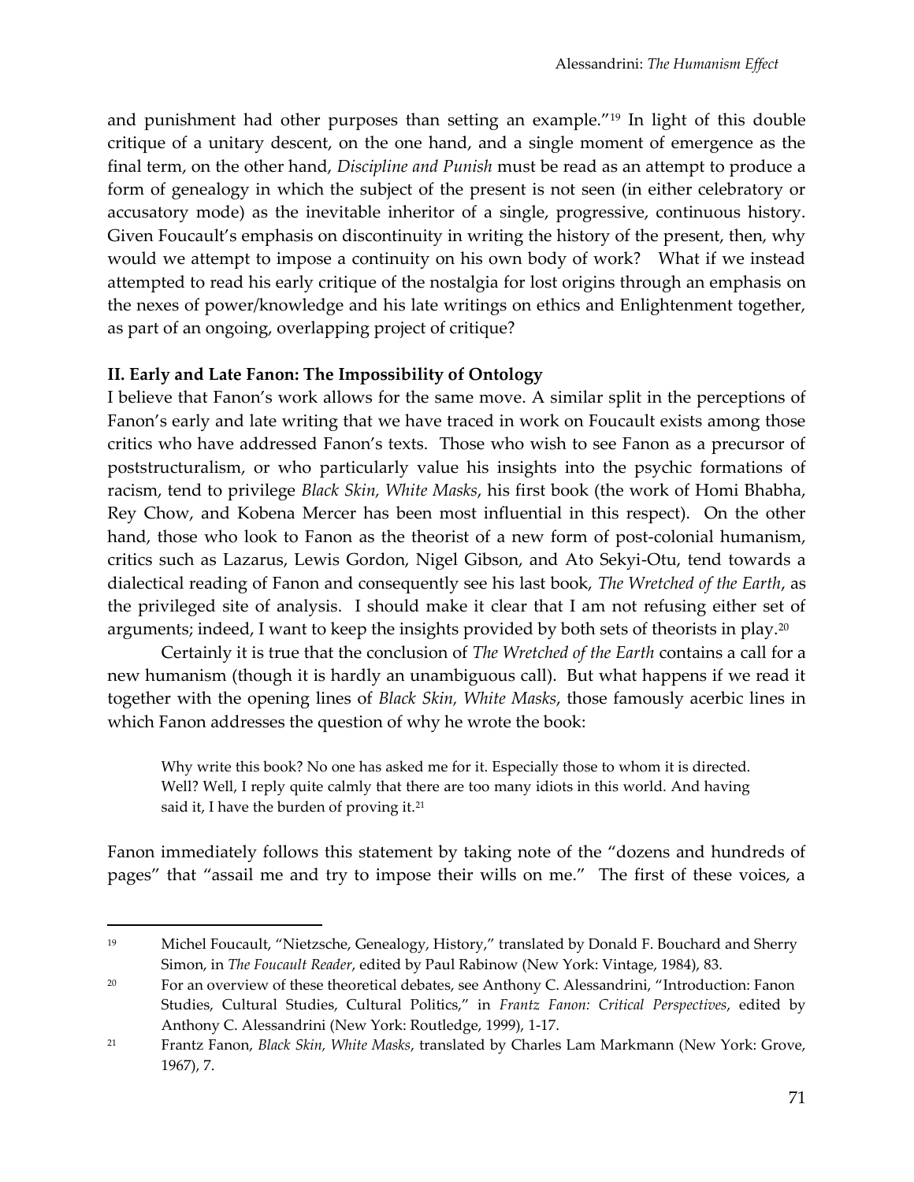and punishment had other purposes than setting an example."[19] In light of this double critique of a unitary descent, on the one hand, and a single moment of emergence as the final term, on the other hand, *Discipline and Punish* must be read as an attempt to produce a form of genealogy in which the subject of the present is not seen (in either celebratory or accusatory mode) as the inevitable inheritor of a single, progressive, continuous history. Given Foucault's emphasis on discontinuity in writing the history of the present, then, why would we attempt to impose a continuity on his own body of work? What if we instead attempted to read his early critique of the nostalgia for lost origins through an emphasis on the nexes of power/knowledge and his late writings on ethics and Enlightenment together, as part of an ongoing, overlapping project of critique?

**II. Early and Late Fanon: The Impossibility of Ontology**

I believe that Fanon's work allows for the same move. A similar split in the perceptions of Fanon's early and late writing that we have traced in work on Foucault exists among those critics who have addressed Fanon's texts. Those who wish to see Fanon as a precursor of poststructuralism, or who particularly value his insights into the psychic formations of racism, tend to privilege *Black Skin, White Masks*, his first book (the work of Homi Bhabha, Rey Chow, and Kobena Mercer has been most influential in this respect). On the other hand, those who look to Fanon as the theorist of a new form of post-colonial humanism, critics such as Lazarus, Lewis Gordon, Nigel Gibson, and Ato Sekyi-Otu, tend towards a dialectical reading of Fanon and consequently see his last book, *The Wretched of the Earth*, as the privileged site of analysis. I should make it clear that I am not refusing either set of arguments; indeed, I want to keep the insights provided by both sets of theorists in play.[20]

Certainly it is true that the conclusion of *The Wretched of the Earth* contains a call for a new humanism (though it is hardly an unambiguous call). But what happens if we read it together with the opening lines of *Black Skin, White Masks*, those famously acerbic lines in which Fanon addresses the question of why he wrote the book:

> Why write this book? No one has asked me for it. Especially those to whom it is directed. Well? Well, I reply quite calmly that there are too many idiots in this world. And having said it, I have the burden of proving it.[21]

Fanon immediately follows this statement by taking note of the "dozens and hundreds of pages" that "assail me and try to impose their wills on me." The first of these voices, a

---

[19] Michel Foucault, "Nietzsche, Genealogy, History," translated by Donald F. Bouchard and Sherry Simon, in *The Foucault Reader*, edited by Paul Rabinow (New York: Vintage, 1984), 83.

[20] For an overview of these theoretical debates, see Anthony C. Alessandrini, "Introduction: Fanon Studies, Cultural Studies, Cultural Politics," in *Frantz Fanon: Critical Perspectives*, edited by Anthony C. Alessandrini (New York: Routledge, 1999), 1-17.

[21] Frantz Fanon, *Black Skin, White Masks*, translated by Charles Lam Markmann (New York: Grove, 1967), 7.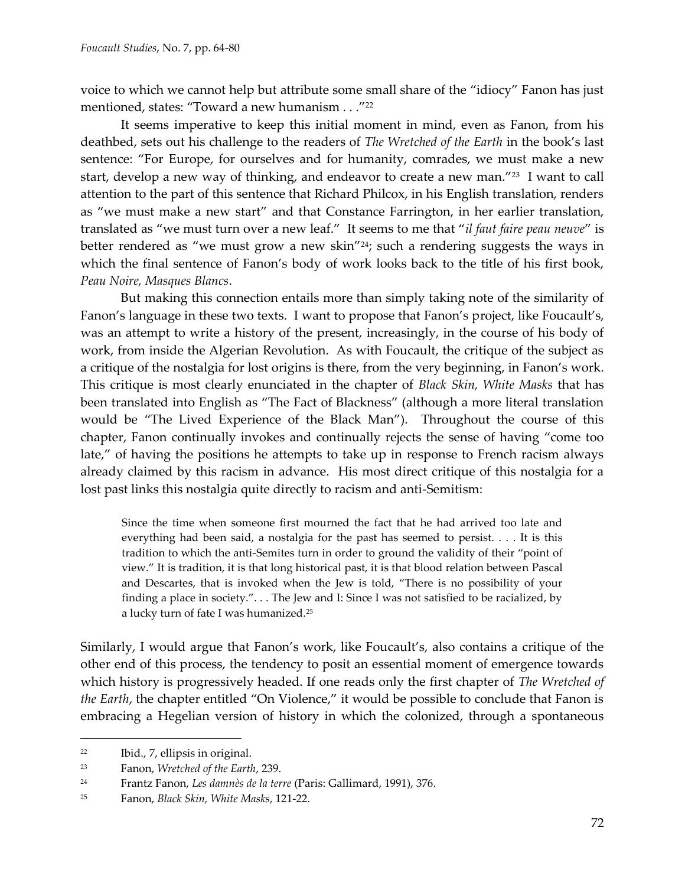voice to which we cannot help but attribute some small share of the "idiocy" Fanon has just mentioned, states: "Toward a new humanism . . ."[22]

It seems imperative to keep this initial moment in mind, even as Fanon, from his deathbed, sets out his challenge to the readers of *The Wretched of the Earth* in the book's last sentence: "For Europe, for ourselves and for humanity, comrades, we must make a new start, develop a new way of thinking, and endeavor to create a new man."[23] I want to call attention to the part of this sentence that Richard Philcox, in his English translation, renders as "we must make a new start" and that Constance Farrington, in her earlier translation, translated as "we must turn over a new leaf." It seems to me that "*il faut faire peau neuve*" is better rendered as "we must grow a new skin"[24]; such a rendering suggests the ways in which the final sentence of Fanon's body of work looks back to the title of his first book, *Peau Noire, Masques Blancs*.

But making this connection entails more than simply taking note of the similarity of Fanon's language in these two texts. I want to propose that Fanon's project, like Foucault's, was an attempt to write a history of the present, increasingly, in the course of his body of work, from inside the Algerian Revolution. As with Foucault, the critique of the subject as a critique of the nostalgia for lost origins is there, from the very beginning, in Fanon's work. This critique is most clearly enunciated in the chapter of *Black Skin, White Masks* that has been translated into English as "The Fact of Blackness" (although a more literal translation would be "The Lived Experience of the Black Man"). Throughout the course of this chapter, Fanon continually invokes and continually rejects the sense of having "come too late," of having the positions he attempts to take up in response to French racism always already claimed by this racism in advance. His most direct critique of this nostalgia for a lost past links this nostalgia quite directly to racism and anti-Semitism:

> Since the time when someone first mourned the fact that he had arrived too late and everything had been said, a nostalgia for the past has seemed to persist. . . . It is this tradition to which the anti-Semites turn in order to ground the validity of their "point of view." It is tradition, it is that long historical past, it is that blood relation between Pascal and Descartes, that is invoked when the Jew is told, "There is no possibility of your finding a place in society.". . . The Jew and I: Since I was not satisfied to be racialized, by a lucky turn of fate I was humanized.[25]

Similarly, I would argue that Fanon's work, like Foucault's, also contains a critique of the other end of this process, the tendency to posit an essential moment of emergence towards which history is progressively headed. If one reads only the first chapter of *The Wretched of the Earth*, the chapter entitled "On Violence," it would be possible to conclude that Fanon is embracing a Hegelian version of history in which the colonized, through a spontaneous

---

[22] Ibid., 7, ellipsis in original.

[23] Fanon, *Wretched of the Earth*, 239.

[24] Frantz Fanon, *Les damnès de la terre* (Paris: Gallimard, 1991), 376.

[25] Fanon, *Black Skin, White Masks*, 121-22.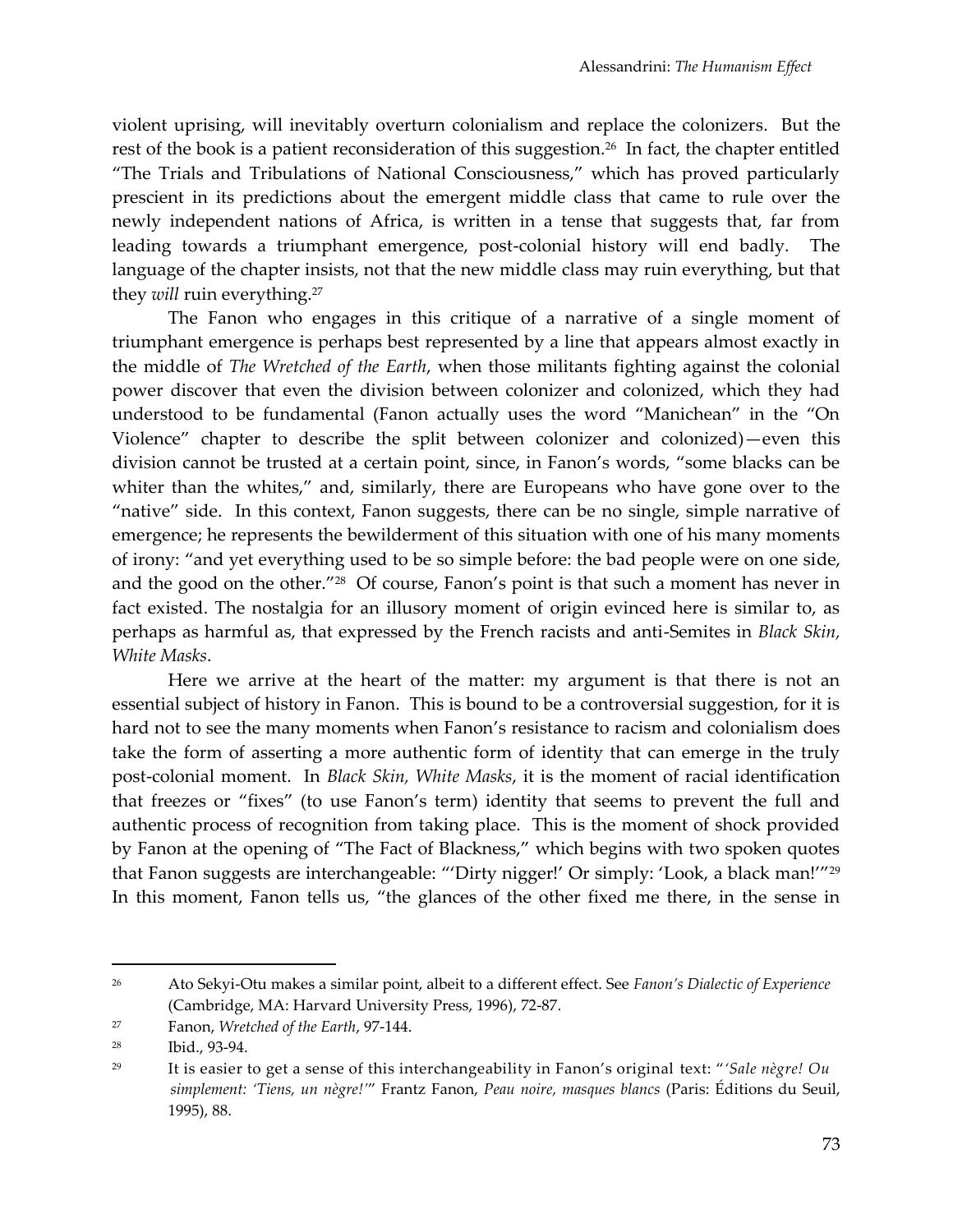violent uprising, will inevitably overturn colonialism and replace the colonizers. But the rest of the book is a patient reconsideration of this suggestion.[26] In fact, the chapter entitled "The Trials and Tribulations of National Consciousness," which has proved particularly prescient in its predictions about the emergent middle class that came to rule over the newly independent nations of Africa, is written in a tense that suggests that, far from leading towards a triumphant emergence, post-colonial history will end badly. The language of the chapter insists, not that the new middle class may ruin everything, but that they *will* ruin everything.[27]

The Fanon who engages in this critique of a narrative of a single moment of triumphant emergence is perhaps best represented by a line that appears almost exactly in the middle of *The Wretched of the Earth*, when those militants fighting against the colonial power discover that even the division between colonizer and colonized, which they had understood to be fundamental (Fanon actually uses the word "Manichean" in the "On Violence" chapter to describe the split between colonizer and colonized)—even this division cannot be trusted at a certain point, since, in Fanon's words, "some blacks can be whiter than the whites," and, similarly, there are Europeans who have gone over to the "native" side. In this context, Fanon suggests, there can be no single, simple narrative of emergence; he represents the bewilderment of this situation with one of his many moments of irony: "and yet everything used to be so simple before: the bad people were on one side, and the good on the other."[28] Of course, Fanon's point is that such a moment has never in fact existed. The nostalgia for an illusory moment of origin evinced here is similar to, as perhaps as harmful as, that expressed by the French racists and anti-Semites in *Black Skin, White Masks*.

Here we arrive at the heart of the matter: my argument is that there is not an essential subject of history in Fanon. This is bound to be a controversial suggestion, for it is hard not to see the many moments when Fanon's resistance to racism and colonialism does take the form of asserting a more authentic form of identity that can emerge in the truly post-colonial moment. In *Black Skin, White Masks*, it is the moment of racial identification that freezes or "fixes" (to use Fanon's term) identity that seems to prevent the full and authentic process of recognition from taking place. This is the moment of shock provided by Fanon at the opening of "The Fact of Blackness," which begins with two spoken quotes that Fanon suggests are interchangeable: "'Dirty nigger!' Or simply: 'Look, a black man!'"[29] In this moment, Fanon tells us, "the glances of the other fixed me there, in the sense in

---

[26] Ato Sekyi-Otu makes a similar point, albeit to a different effect. See *Fanon's Dialectic of Experience* (Cambridge, MA: Harvard University Press, 1996), 72-87.

[27] Fanon, *Wretched of the Earth*, 97-144.

[28] Ibid., 93-94.

[29] It is easier to get a sense of this interchangeability in Fanon's original text: "*'Sale nègre! Ou simplement: 'Tiens, un nègre!'*" Frantz Fanon, *Peau noire, masques blancs* (Paris: Éditions du Seuil, 1995), 88.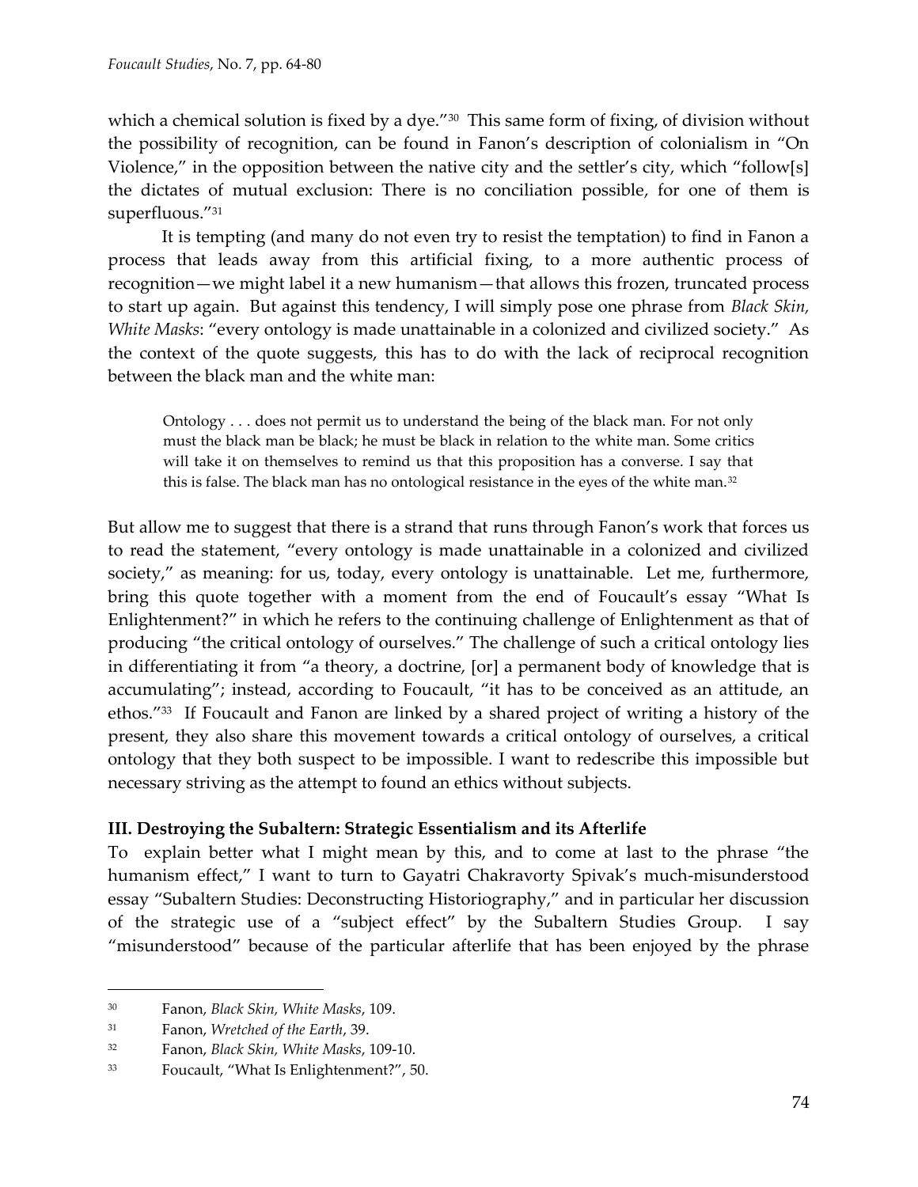which a chemical solution is fixed by a dye."[30] This same form of fixing, of division without the possibility of recognition, can be found in Fanon's description of colonialism in "On Violence," in the opposition between the native city and the settler's city, which "follow[s] the dictates of mutual exclusion: There is no conciliation possible, for one of them is superfluous."[31]

It is tempting (and many do not even try to resist the temptation) to find in Fanon a process that leads away from this artificial fixing, to a more authentic process of recognition—we might label it a new humanism—that allows this frozen, truncated process to start up again. But against this tendency, I will simply pose one phrase from *Black Skin, White Masks*: "every ontology is made unattainable in a colonized and civilized society." As the context of the quote suggests, this has to do with the lack of reciprocal recognition between the black man and the white man:

> Ontology . . . does not permit us to understand the being of the black man. For not only must the black man be black; he must be black in relation to the white man. Some critics will take it on themselves to remind us that this proposition has a converse. I say that this is false. The black man has no ontological resistance in the eyes of the white man.[32]

But allow me to suggest that there is a strand that runs through Fanon's work that forces us to read the statement, "every ontology is made unattainable in a colonized and civilized society," as meaning: for us, today, every ontology is unattainable. Let me, furthermore, bring this quote together with a moment from the end of Foucault's essay "What Is Enlightenment?" in which he refers to the continuing challenge of Enlightenment as that of producing "the critical ontology of ourselves." The challenge of such a critical ontology lies in differentiating it from "a theory, a doctrine, [or] a permanent body of knowledge that is accumulating"; instead, according to Foucault, "it has to be conceived as an attitude, an ethos."[33] If Foucault and Fanon are linked by a shared project of writing a history of the present, they also share this movement towards a critical ontology of ourselves, a critical ontology that they both suspect to be impossible. I want to redescribe this impossible but necessary striving as the attempt to found an ethics without subjects.

### III. Destroying the Subaltern: Strategic Essentialism and its Afterlife

To explain better what I might mean by this, and to come at last to the phrase "the humanism effect," I want to turn to Gayatri Chakravorty Spivak's much-misunderstood essay "Subaltern Studies: Deconstructing Historiography," and in particular her discussion of the strategic use of a "subject effect" by the Subaltern Studies Group. I say "misunderstood" because of the particular afterlife that has been enjoyed by the phrase

---

[30] Fanon, *Black Skin, White Masks*, 109.

[31] Fanon, *Wretched of the Earth*, 39.

[32] Fanon, *Black Skin, White Masks*, 109-10.

[33] Foucault, "What Is Enlightenment?", 50.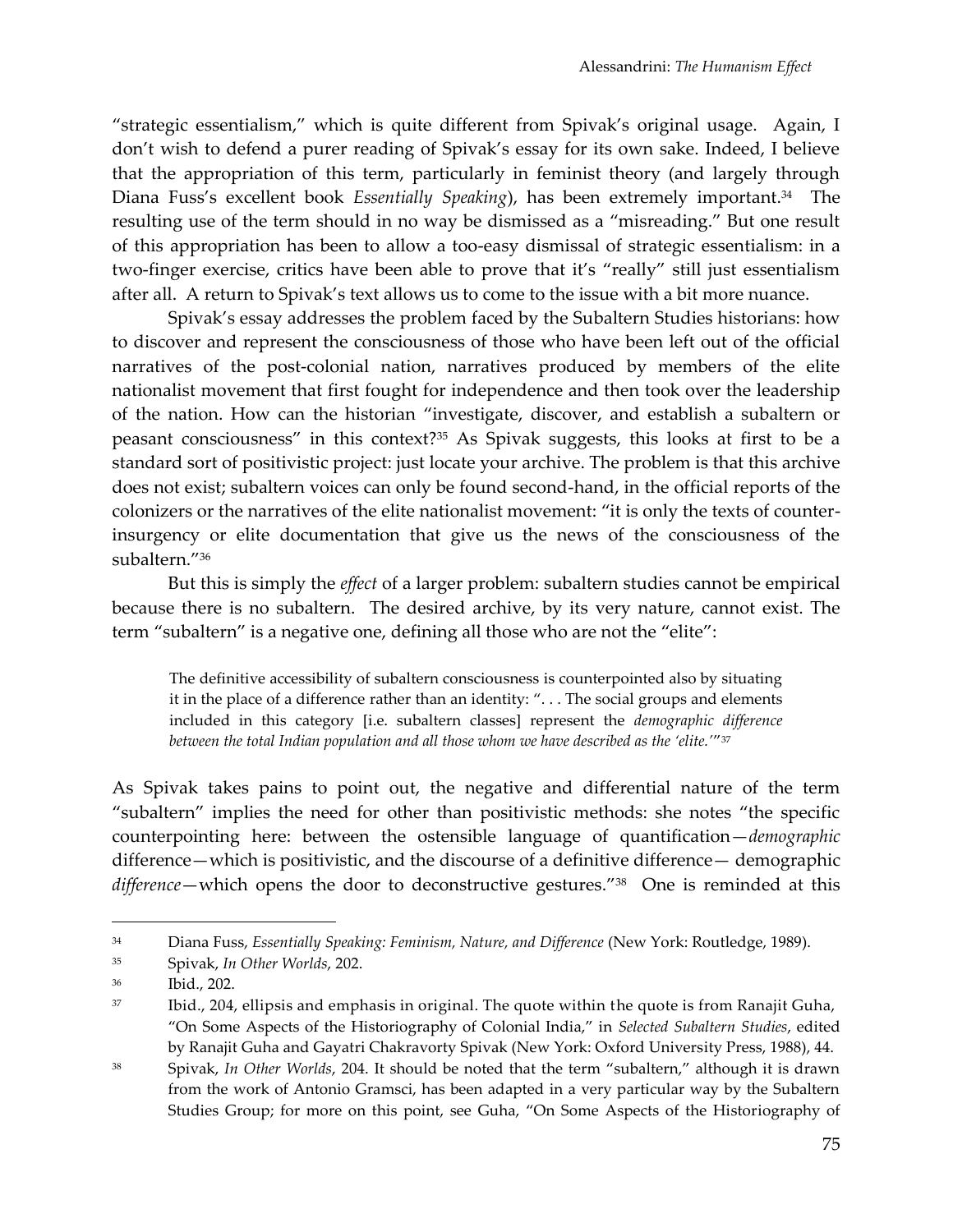"strategic essentialism," which is quite different from Spivak's original usage. Again, I don't wish to defend a purer reading of Spivak's essay for its own sake. Indeed, I believe that the appropriation of this term, particularly in feminist theory (and largely through Diana Fuss's excellent book *Essentially Speaking*), has been extremely important.[34] The resulting use of the term should in no way be dismissed as a "misreading." But one result of this appropriation has been to allow a too-easy dismissal of strategic essentialism: in a two-finger exercise, critics have been able to prove that it's "really" still just essentialism after all. A return to Spivak's text allows us to come to the issue with a bit more nuance.

Spivak's essay addresses the problem faced by the Subaltern Studies historians: how to discover and represent the consciousness of those who have been left out of the official narratives of the post-colonial nation, narratives produced by members of the elite nationalist movement that first fought for independence and then took over the leadership of the nation. How can the historian "investigate, discover, and establish a subaltern or peasant consciousness" in this context?[35] As Spivak suggests, this looks at first to be a standard sort of positivistic project: just locate your archive. The problem is that this archive does not exist; subaltern voices can only be found second-hand, in the official reports of the colonizers or the narratives of the elite nationalist movement: "it is only the texts of counter-insurgency or elite documentation that give us the news of the consciousness of the subaltern."[36]

But this is simply the *effect* of a larger problem: subaltern studies cannot be empirical because there is no subaltern. The desired archive, by its very nature, cannot exist. The term "subaltern" is a negative one, defining all those who are not the "elite":

> The definitive accessibility of subaltern consciousness is counterpointed also by situating it in the place of a difference rather than an identity: ". . . The social groups and elements included in this category [i.e. subaltern classes] represent the *demographic difference between the total Indian population and all those whom we have described as the 'elite.'*"[37]

As Spivak takes pains to point out, the negative and differential nature of the term "subaltern" implies the need for other than positivistic methods: she notes "the specific counterpointing here: between the ostensible language of quantification—*demographic* difference—which is positivistic, and the discourse of a definitive difference— demographic *difference*—which opens the door to deconstructive gestures."[38] One is reminded at this

---

[34] Diana Fuss, *Essentially Speaking: Feminism, Nature, and Difference* (New York: Routledge, 1989).

[35] Spivak, *In Other Worlds*, 202.

[36] Ibid., 202.

[37] Ibid., 204, ellipsis and emphasis in original. The quote within the quote is from Ranajit Guha, "On Some Aspects of the Historiography of Colonial India," in *Selected Subaltern Studies*, edited by Ranajit Guha and Gayatri Chakravorty Spivak (New York: Oxford University Press, 1988), 44.

[38] Spivak, *In Other Worlds*, 204. It should be noted that the term "subaltern," although it is drawn from the work of Antonio Gramsci, has been adapted in a very particular way by the Subaltern Studies Group; for more on this point, see Guha, "On Some Aspects of the Historiography of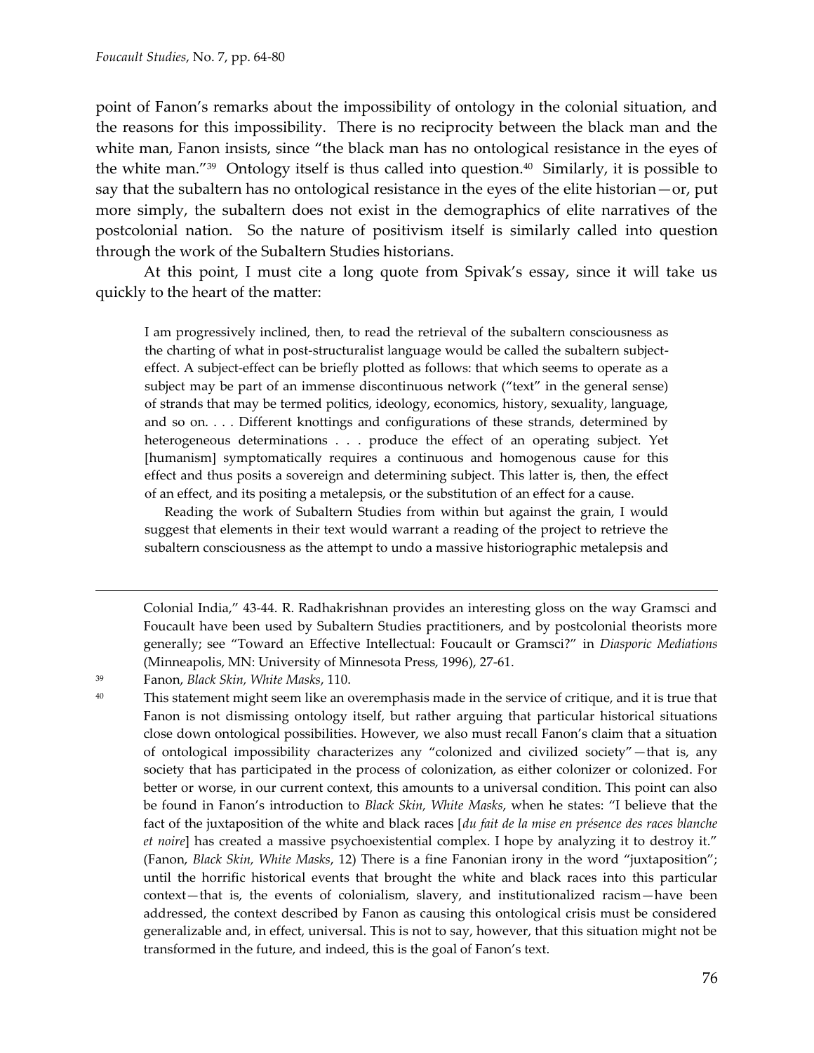point of Fanon's remarks about the impossibility of ontology in the colonial situation, and the reasons for this impossibility. There is no reciprocity between the black man and the white man, Fanon insists, since "the black man has no ontological resistance in the eyes of the white man."[39] Ontology itself is thus called into question.[40] Similarly, it is possible to say that the subaltern has no ontological resistance in the eyes of the elite historian—or, put more simply, the subaltern does not exist in the demographics of elite narratives of the postcolonial nation. So the nature of positivism itself is similarly called into question through the work of the Subaltern Studies historians.

At this point, I must cite a long quote from Spivak's essay, since it will take us quickly to the heart of the matter:

> I am progressively inclined, then, to read the retrieval of the subaltern consciousness as the charting of what in post-structuralist language would be called the subaltern subject-effect. A subject-effect can be briefly plotted as follows: that which seems to operate as a subject may be part of an immense discontinuous network ("text" in the general sense) of strands that may be termed politics, ideology, economics, history, sexuality, language, and so on. . . . Different knottings and configurations of these strands, determined by heterogeneous determinations . . . produce the effect of an operating subject. Yet [humanism] symptomatically requires a continuous and homogenous cause for this effect and thus posits a sovereign and determining subject. This latter is, then, the effect of an effect, and its positing a metalepsis, or the substitution of an effect for a cause.
>
> Reading the work of Subaltern Studies from within but against the grain, I would suggest that elements in their text would warrant a reading of the project to retrieve the subaltern consciousness as the attempt to undo a massive historiographic metalepsis and

---

Colonial India," 43-44. R. Radhakrishnan provides an interesting gloss on the way Gramsci and Foucault have been used by Subaltern Studies practitioners, and by postcolonial theorists more generally; see "Toward an Effective Intellectual: Foucault or Gramsci?" in *Diasporic Mediations* (Minneapolis, MN: University of Minnesota Press, 1996), 27-61.

[39] Fanon, *Black Skin, White Masks*, 110.

[40] This statement might seem like an overemphasis made in the service of critique, and it is true that Fanon is not dismissing ontology itself, but rather arguing that particular historical situations close down ontological possibilities. However, we also must recall Fanon's claim that a situation of ontological impossibility characterizes any "colonized and civilized society"—that is, any society that has participated in the process of colonization, as either colonizer or colonized. For better or worse, in our current context, this amounts to a universal condition. This point can also be found in Fanon's introduction to *Black Skin, White Masks*, when he states: "I believe that the fact of the juxtaposition of the white and black races [*du fait de la mise en présence des races blanche et noire*] has created a massive psychoexistential complex. I hope by analyzing it to destroy it." (Fanon, *Black Skin, White Masks*, 12) There is a fine Fanonian irony in the word "juxtaposition"; until the horrific historical events that brought the white and black races into this particular context—that is, the events of colonialism, slavery, and institutionalized racism—have been addressed, the context described by Fanon as causing this ontological crisis must be considered generalizable and, in effect, universal. This is not to say, however, that this situation might not be transformed in the future, and indeed, this is the goal of Fanon's text.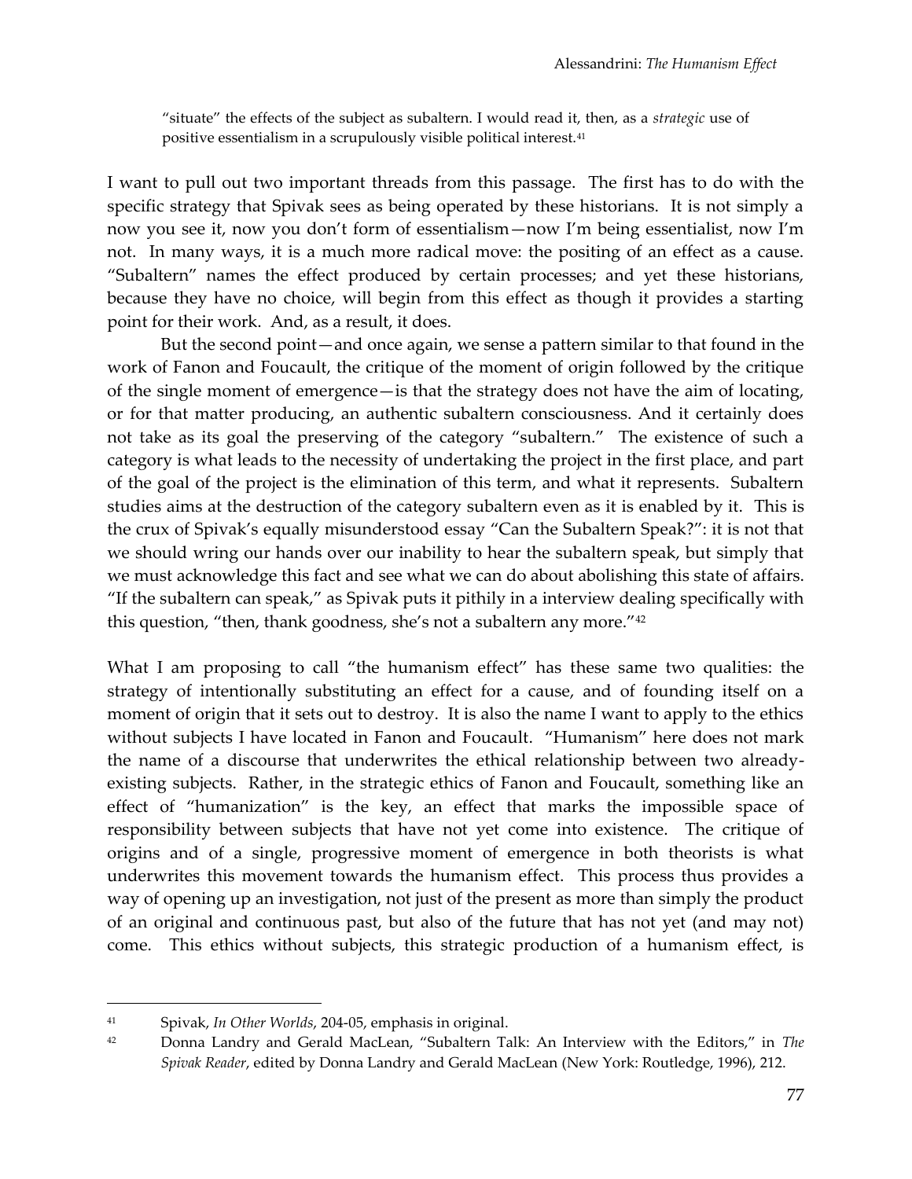"situate" the effects of the subject as subaltern. I would read it, then, as a *strategic* use of positive essentialism in a scrupulously visible political interest.[41]

I want to pull out two important threads from this passage. The first has to do with the specific strategy that Spivak sees as being operated by these historians. It is not simply a now you see it, now you don't form of essentialism—now I'm being essentialist, now I'm not. In many ways, it is a much more radical move: the positing of an effect as a cause. "Subaltern" names the effect produced by certain processes; and yet these historians, because they have no choice, will begin from this effect as though it provides a starting point for their work. And, as a result, it does.

But the second point—and once again, we sense a pattern similar to that found in the work of Fanon and Foucault, the critique of the moment of origin followed by the critique of the single moment of emergence—is that the strategy does not have the aim of locating, or for that matter producing, an authentic subaltern consciousness. And it certainly does not take as its goal the preserving of the category "subaltern." The existence of such a category is what leads to the necessity of undertaking the project in the first place, and part of the goal of the project is the elimination of this term, and what it represents. Subaltern studies aims at the destruction of the category subaltern even as it is enabled by it. This is the crux of Spivak's equally misunderstood essay "Can the Subaltern Speak?": it is not that we should wring our hands over our inability to hear the subaltern speak, but simply that we must acknowledge this fact and see what we can do about abolishing this state of affairs. "If the subaltern can speak," as Spivak puts it pithily in a interview dealing specifically with this question, "then, thank goodness, she's not a subaltern any more."[42]

What I am proposing to call "the humanism effect" has these same two qualities: the strategy of intentionally substituting an effect for a cause, and of founding itself on a moment of origin that it sets out to destroy. It is also the name I want to apply to the ethics without subjects I have located in Fanon and Foucault. "Humanism" here does not mark the name of a discourse that underwrites the ethical relationship between two already-existing subjects. Rather, in the strategic ethics of Fanon and Foucault, something like an effect of "humanization" is the key, an effect that marks the impossible space of responsibility between subjects that have not yet come into existence. The critique of origins and of a single, progressive moment of emergence in both theorists is what underwrites this movement towards the humanism effect. This process thus provides a way of opening up an investigation, not just of the present as more than simply the product of an original and continuous past, but also of the future that has not yet (and may not) come. This ethics without subjects, this strategic production of a humanism effect, is

---

[41] Spivak, *In Other Worlds*, 204-05, emphasis in original.

[42] Donna Landry and Gerald MacLean, "Subaltern Talk: An Interview with the Editors," in *The Spivak Reader*, edited by Donna Landry and Gerald MacLean (New York: Routledge, 1996), 212.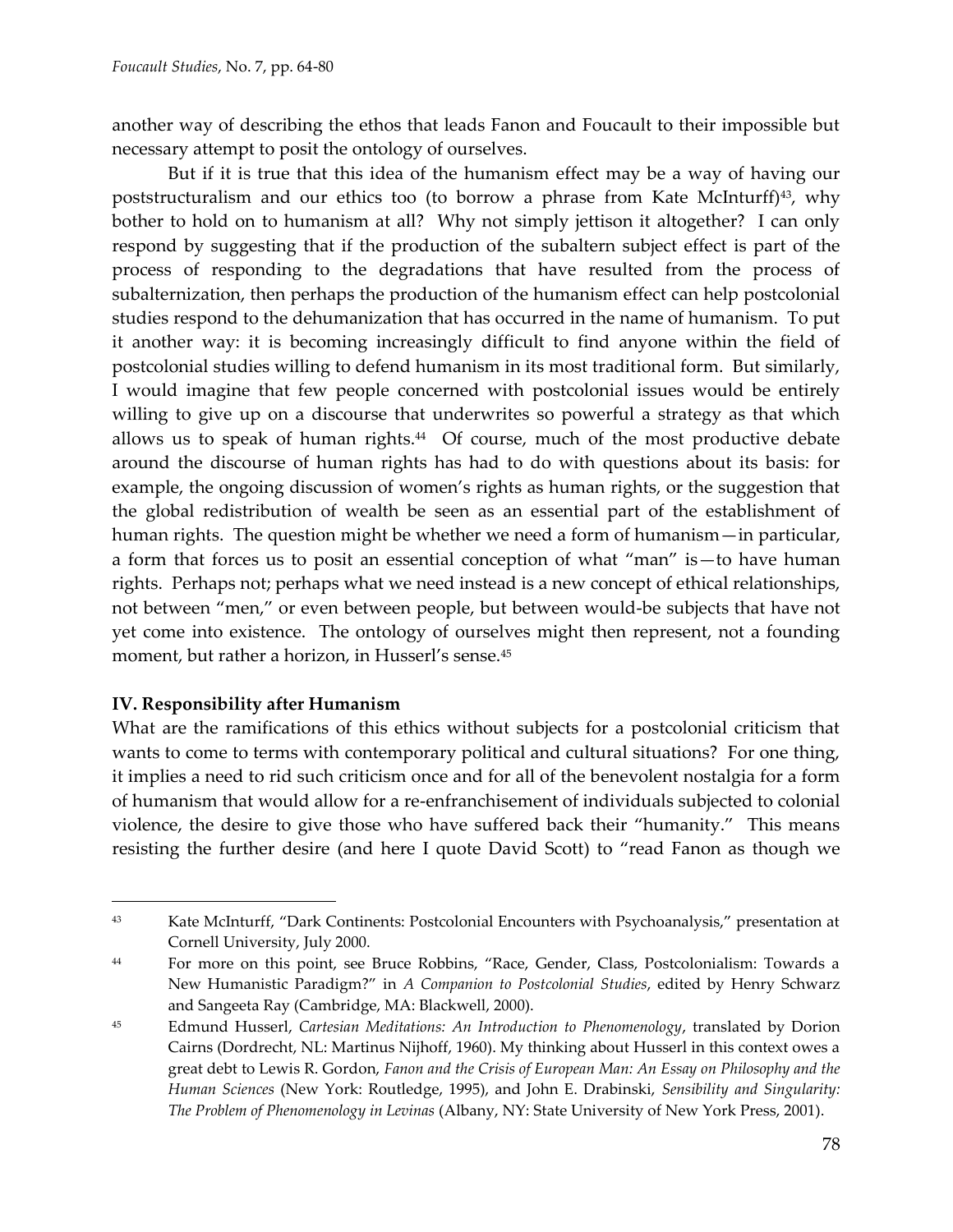another way of describing the ethos that leads Fanon and Foucault to their impossible but necessary attempt to posit the ontology of ourselves.

But if it is true that this idea of the humanism effect may be a way of having our poststructuralism and our ethics too (to borrow a phrase from Kate McInturff)[43], why bother to hold on to humanism at all? Why not simply jettison it altogether? I can only respond by suggesting that if the production of the subaltern subject effect is part of the process of responding to the degradations that have resulted from the process of subalternization, then perhaps the production of the humanism effect can help postcolonial studies respond to the dehumanization that has occurred in the name of humanism. To put it another way: it is becoming increasingly difficult to find anyone within the field of postcolonial studies willing to defend humanism in its most traditional form. But similarly, I would imagine that few people concerned with postcolonial issues would be entirely willing to give up on a discourse that underwrites so powerful a strategy as that which allows us to speak of human rights.[44] Of course, much of the most productive debate around the discourse of human rights has had to do with questions about its basis: for example, the ongoing discussion of women's rights as human rights, or the suggestion that the global redistribution of wealth be seen as an essential part of the establishment of human rights. The question might be whether we need a form of humanism—in particular, a form that forces us to posit an essential conception of what "man" is—to have human rights. Perhaps not; perhaps what we need instead is a new concept of ethical relationships, not between "men," or even between people, but between would-be subjects that have not yet come into existence. The ontology of ourselves might then represent, not a founding moment, but rather a horizon, in Husserl's sense.[45]

## IV. Responsibility after Humanism

What are the ramifications of this ethics without subjects for a postcolonial criticism that wants to come to terms with contemporary political and cultural situations? For one thing, it implies a need to rid such criticism once and for all of the benevolent nostalgia for a form of humanism that would allow for a re-enfranchisement of individuals subjected to colonial violence, the desire to give those who have suffered back their "humanity." This means resisting the further desire (and here I quote David Scott) to "read Fanon as though we

---

[43] Kate McInturff, "Dark Continents: Postcolonial Encounters with Psychoanalysis," presentation at Cornell University, July 2000.

[44] For more on this point, see Bruce Robbins, "Race, Gender, Class, Postcolonialism: Towards a New Humanistic Paradigm?" in *A Companion to Postcolonial Studies*, edited by Henry Schwarz and Sangeeta Ray (Cambridge, MA: Blackwell, 2000).

[45] Edmund Husserl, *Cartesian Meditations: An Introduction to Phenomenology*, translated by Dorion Cairns (Dordrecht, NL: Martinus Nijhoff, 1960). My thinking about Husserl in this context owes a great debt to Lewis R. Gordon, *Fanon and the Crisis of European Man: An Essay on Philosophy and the Human Sciences* (New York: Routledge, 1995), and John E. Drabinski, *Sensibility and Singularity: The Problem of Phenomenology in Levinas* (Albany, NY: State University of New York Press, 2001).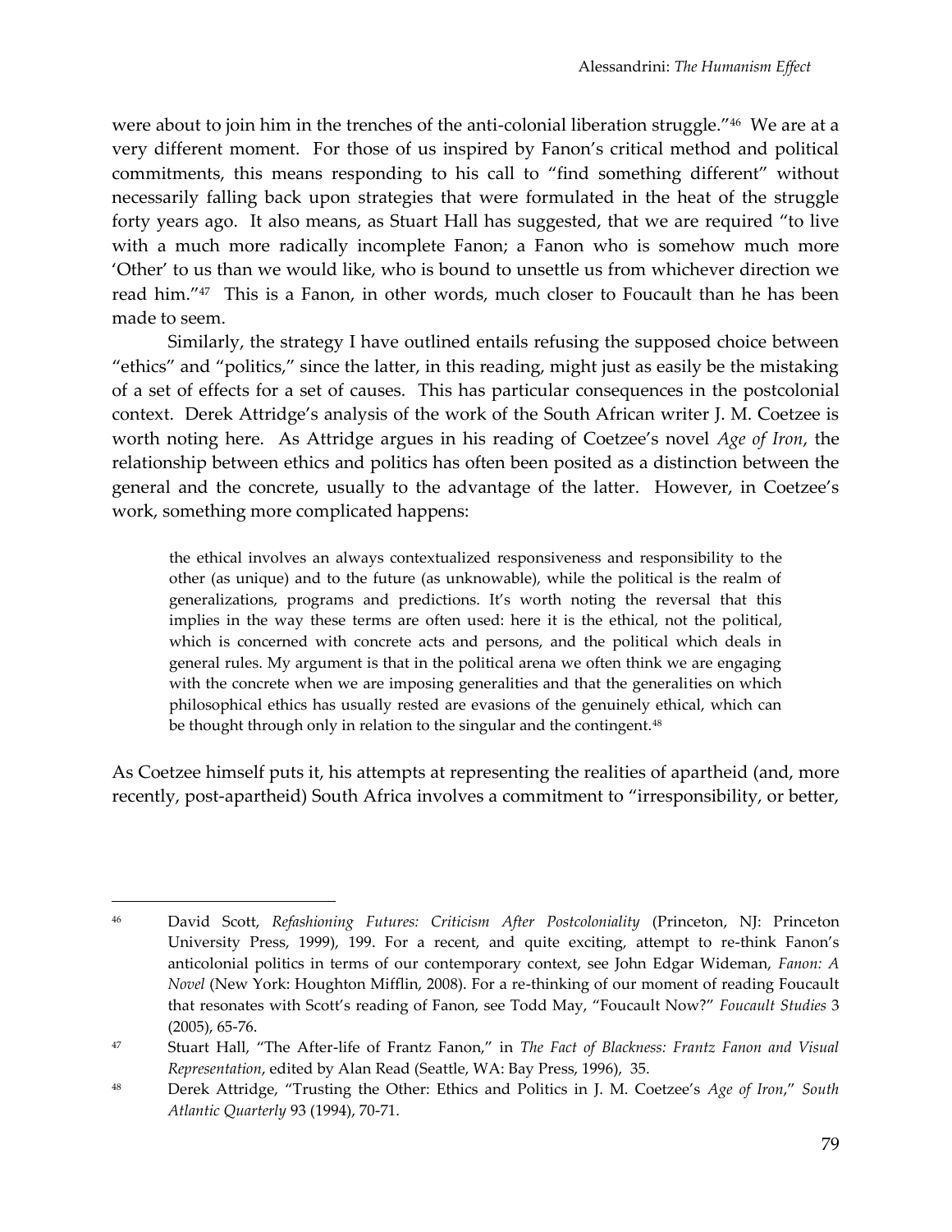were about to join him in the trenches of the anti-colonial liberation struggle."[46] We are at a very different moment. For those of us inspired by Fanon's critical method and political commitments, this means responding to his call to "find something different" without necessarily falling back upon strategies that were formulated in the heat of the struggle forty years ago. It also means, as Stuart Hall has suggested, that we are required "to live with a much more radically incomplete Fanon; a Fanon who is somehow much more 'Other' to us than we would like, who is bound to unsettle us from whichever direction we read him."[47] This is a Fanon, in other words, much closer to Foucault than he has been made to seem.

Similarly, the strategy I have outlined entails refusing the supposed choice between "ethics" and "politics," since the latter, in this reading, might just as easily be the mistaking of a set of effects for a set of causes. This has particular consequences in the postcolonial context. Derek Attridge's analysis of the work of the South African writer J. M. Coetzee is worth noting here. As Attridge argues in his reading of Coetzee's novel *Age of Iron*, the relationship between ethics and politics has often been posited as a distinction between the general and the concrete, usually to the advantage of the latter. However, in Coetzee's work, something more complicated happens:

> the ethical involves an always contextualized responsiveness and responsibility to the other (as unique) and to the future (as unknowable), while the political is the realm of generalizations, programs and predictions. It's worth noting the reversal that this implies in the way these terms are often used: here it is the ethical, not the political, which is concerned with concrete acts and persons, and the political which deals in general rules. My argument is that in the political arena we often think we are engaging with the concrete when we are imposing generalities and that the generalities on which philosophical ethics has usually rested are evasions of the genuinely ethical, which can be thought through only in relation to the singular and the contingent.[48]

As Coetzee himself puts it, his attempts at representing the realities of apartheid (and, more recently, post-apartheid) South Africa involves a commitment to "irresponsibility, or better,

---

[46] David Scott, *Refashioning Futures: Criticism After Postcoloniality* (Princeton, NJ: Princeton University Press, 1999), 199. For a recent, and quite exciting, attempt to re-think Fanon's anticolonial politics in terms of our contemporary context, see John Edgar Wideman, *Fanon: A Novel* (New York: Houghton Mifflin, 2008). For a re-thinking of our moment of reading Foucault that resonates with Scott's reading of Fanon, see Todd May, "Foucault Now?" *Foucault Studies* 3 (2005), 65-76.

[47] Stuart Hall, "The After-life of Frantz Fanon," in *The Fact of Blackness: Frantz Fanon and Visual Representation*, edited by Alan Read (Seattle, WA: Bay Press, 1996), 35.

[48] Derek Attridge, "Trusting the Other: Ethics and Politics in J. M. Coetzee's *Age of Iron*," *South Atlantic Quarterly* 93 (1994), 70-71.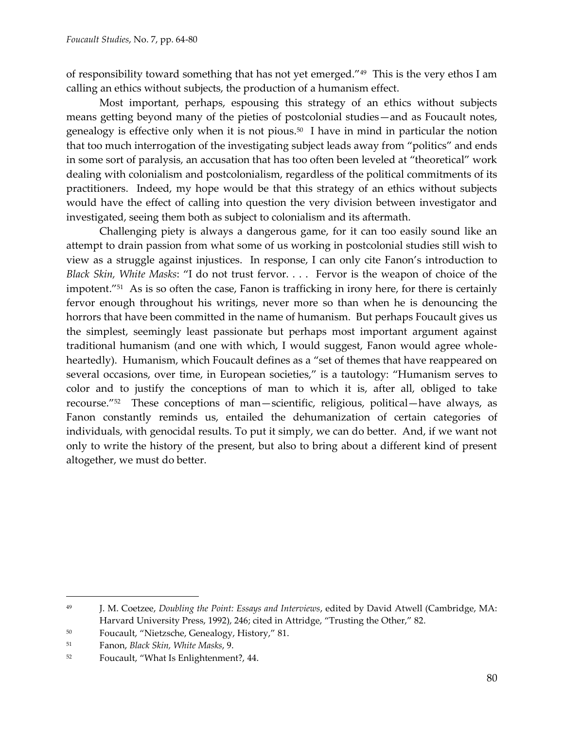of responsibility toward something that has not yet emerged."[49] This is the very ethos I am calling an ethics without subjects, the production of a humanism effect.

Most important, perhaps, espousing this strategy of an ethics without subjects means getting beyond many of the pieties of postcolonial studies—and as Foucault notes, genealogy is effective only when it is not pious.[50] I have in mind in particular the notion that too much interrogation of the investigating subject leads away from "politics" and ends in some sort of paralysis, an accusation that has too often been leveled at "theoretical" work dealing with colonialism and postcolonialism, regardless of the political commitments of its practitioners. Indeed, my hope would be that this strategy of an ethics without subjects would have the effect of calling into question the very division between investigator and investigated, seeing them both as subject to colonialism and its aftermath.

Challenging piety is always a dangerous game, for it can too easily sound like an attempt to drain passion from what some of us working in postcolonial studies still wish to view as a struggle against injustices. In response, I can only cite Fanon's introduction to *Black Skin, White Masks*: "I do not trust fervor. . . . Fervor is the weapon of choice of the impotent."[51] As is so often the case, Fanon is trafficking in irony here, for there is certainly fervor enough throughout his writings, never more so than when he is denouncing the horrors that have been committed in the name of humanism. But perhaps Foucault gives us the simplest, seemingly least passionate but perhaps most important argument against traditional humanism (and one with which, I would suggest, Fanon would agree wholeheartedly). Humanism, which Foucault defines as a "set of themes that have reappeared on several occasions, over time, in European societies," is a tautology: "Humanism serves to color and to justify the conceptions of man to which it is, after all, obliged to take recourse."[52] These conceptions of man—scientific, religious, political—have always, as Fanon constantly reminds us, entailed the dehumanization of certain categories of individuals, with genocidal results. To put it simply, we can do better. And, if we want not only to write the history of the present, but also to bring about a different kind of present altogether, we must do better.

---

[49] J. M. Coetzee, *Doubling the Point: Essays and Interviews*, edited by David Atwell (Cambridge, MA: Harvard University Press, 1992), 246; cited in Attridge, "Trusting the Other," 82.

[50] Foucault, "Nietzsche, Genealogy, History," 81.

[51] Fanon, *Black Skin, White Masks*, 9.

[52] Foucault, "What Is Enlightenment?, 44.